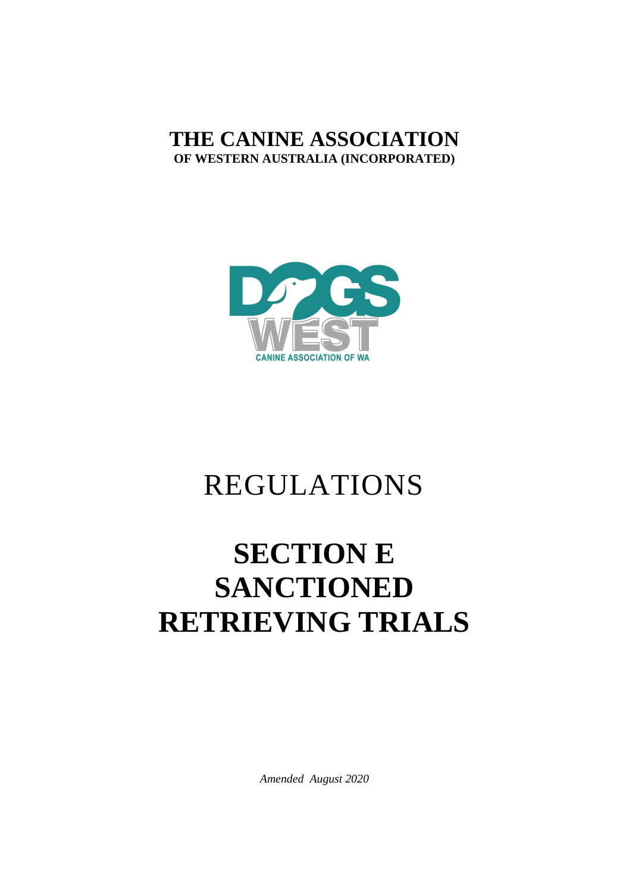# THE CANINE ASSOCIATION
**OF WESTERN AUSTRALIA (INCORPORATED)**

DOGS WEST

CANINE ASSOCIATION OF WA

REGULATIONS

# SECTION E
# SANCTIONED
# RETRIEVING TRIALS

*Amended August 2020*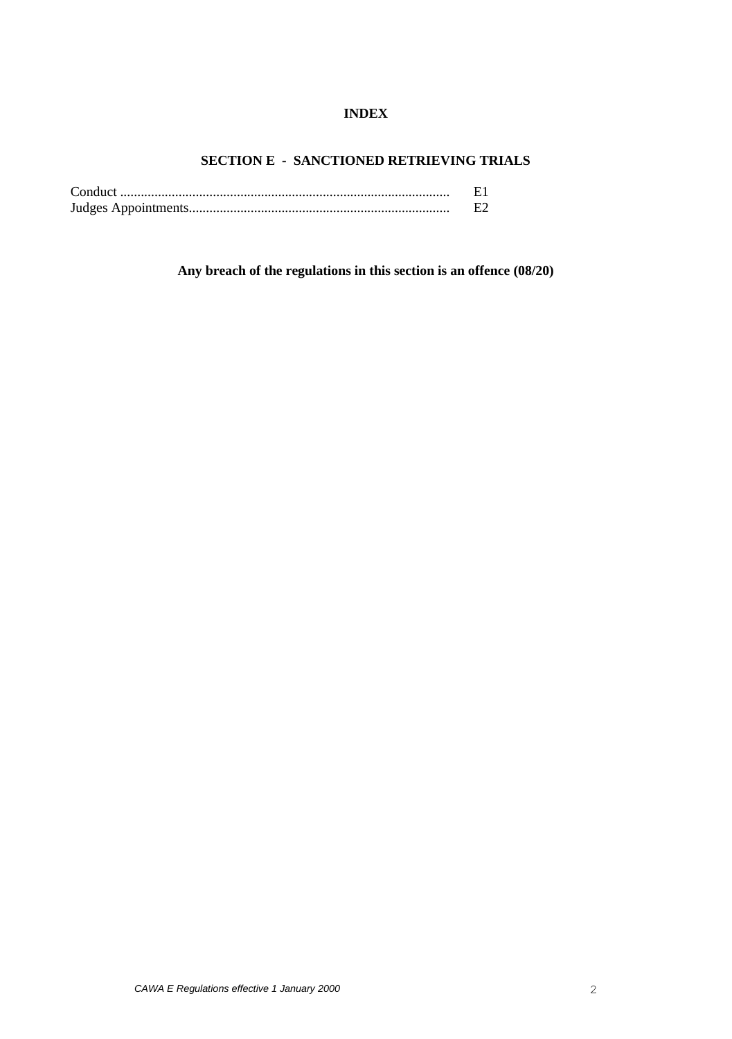# INDEX

## SECTION E - SANCTIONED RETRIEVING TRIALS

| | |
|---|---|
| Conduct ................................................................................................ | E1 |
| Judges Appointments............................................................................ | E2 |

**Any breach of the regulations in this section is an offence (08/20)**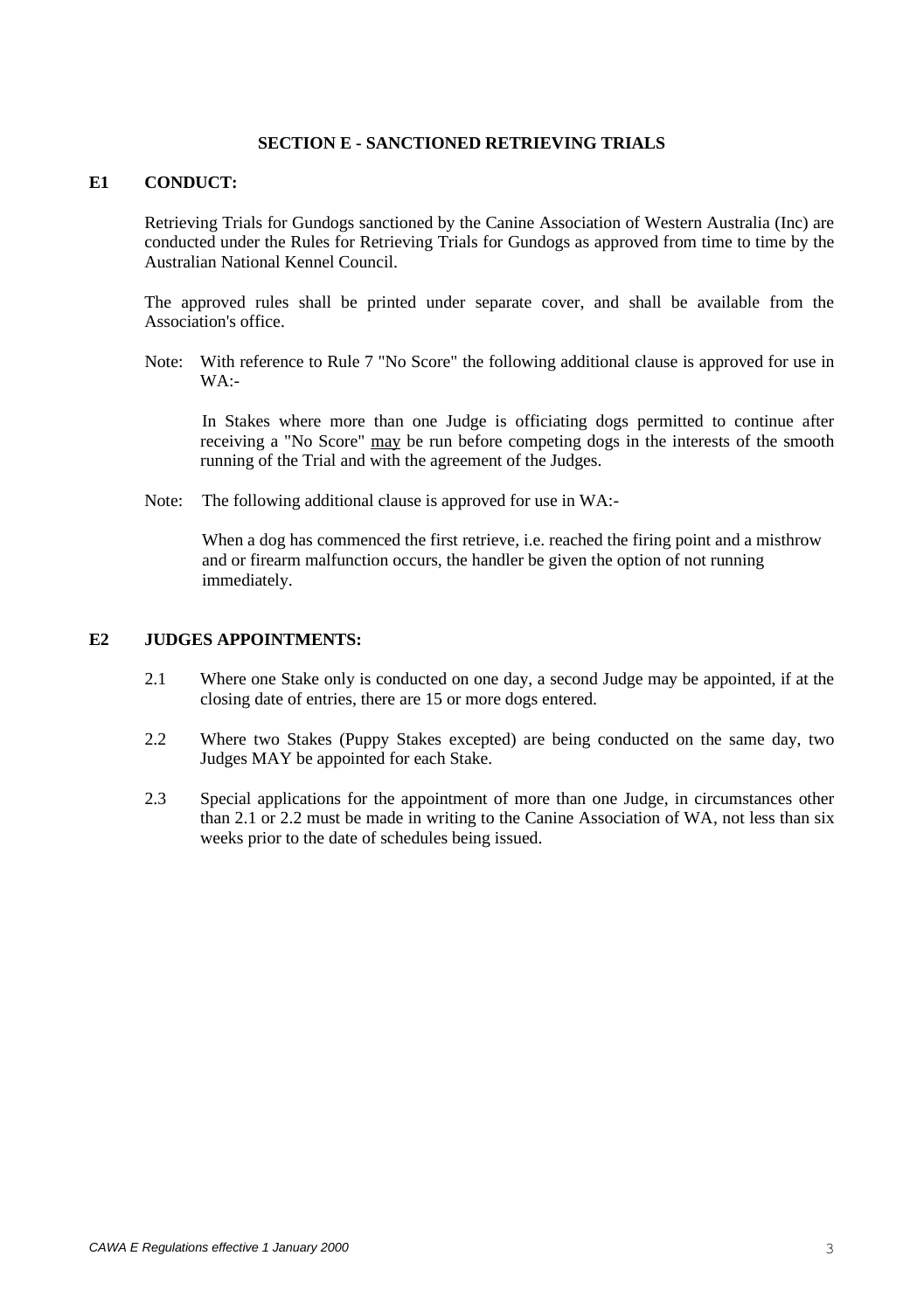## SECTION E - SANCTIONED RETRIEVING TRIALS

### E1 CONDUCT:

Retrieving Trials for Gundogs sanctioned by the Canine Association of Western Australia (Inc) are conducted under the Rules for Retrieving Trials for Gundogs as approved from time to time by the Australian National Kennel Council.

The approved rules shall be printed under separate cover, and shall be available from the Association's office.

Note: With reference to Rule 7 "No Score" the following additional clause is approved for use in WA:-

> In Stakes where more than one Judge is officiating dogs permitted to continue after receiving a "No Score" <u>may</u> be run before competing dogs in the interests of the smooth running of the Trial and with the agreement of the Judges.

Note: The following additional clause is approved for use in WA:-

> When a dog has commenced the first retrieve, i.e. reached the firing point and a misthrow and or firearm malfunction occurs, the handler be given the option of not running immediately.

### E2 JUDGES APPOINTMENTS:

2.1 Where one Stake only is conducted on one day, a second Judge may be appointed, if at the closing date of entries, there are 15 or more dogs entered.

2.2 Where two Stakes (Puppy Stakes excepted) are being conducted on the same day, two Judges MAY be appointed for each Stake.

2.3 Special applications for the appointment of more than one Judge, in circumstances other than 2.1 or 2.2 must be made in writing to the Canine Association of WA, not less than six weeks prior to the date of schedules being issued.